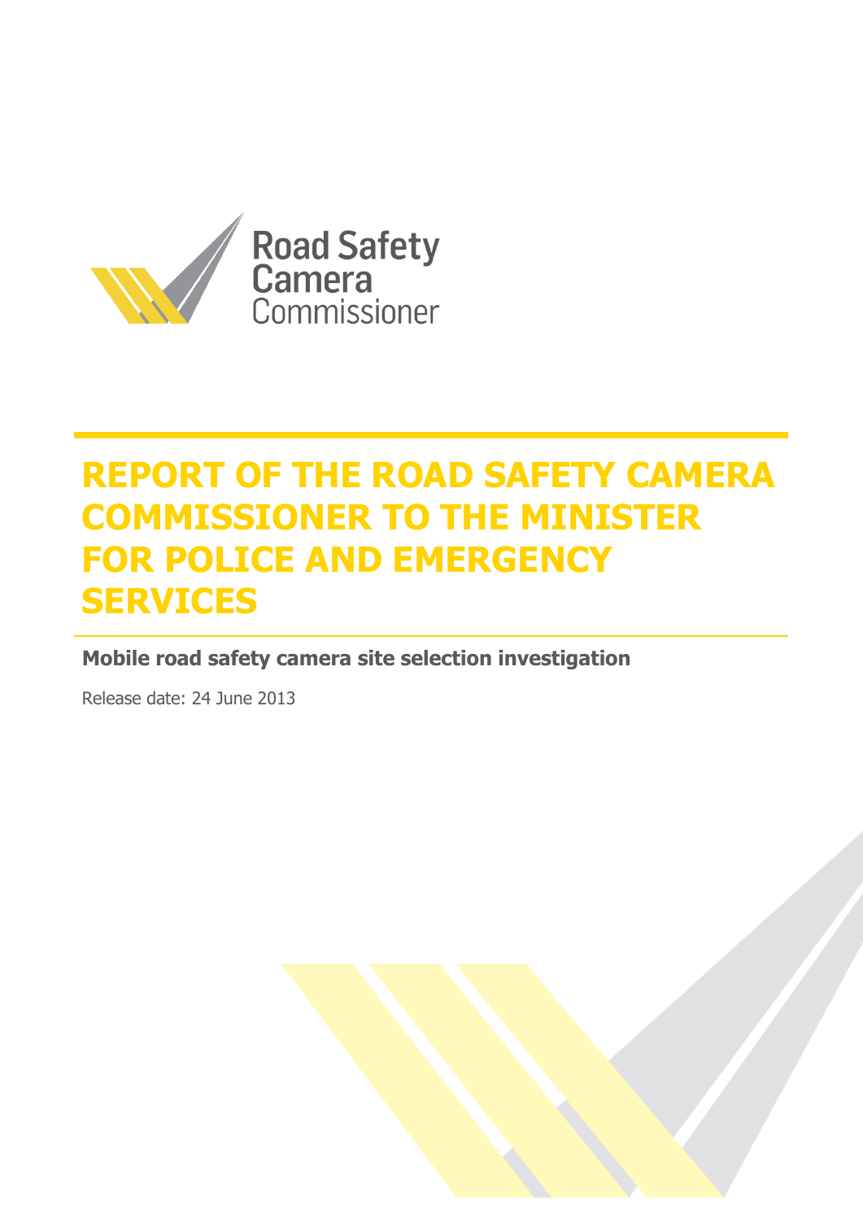Road Safety Camera Commissioner

# REPORT OF THE ROAD SAFETY CAMERA COMMISSIONER TO THE MINISTER FOR POLICE AND EMERGENCY SERVICES

**Mobile road safety camera site selection investigation**

Release date: 24 June 2013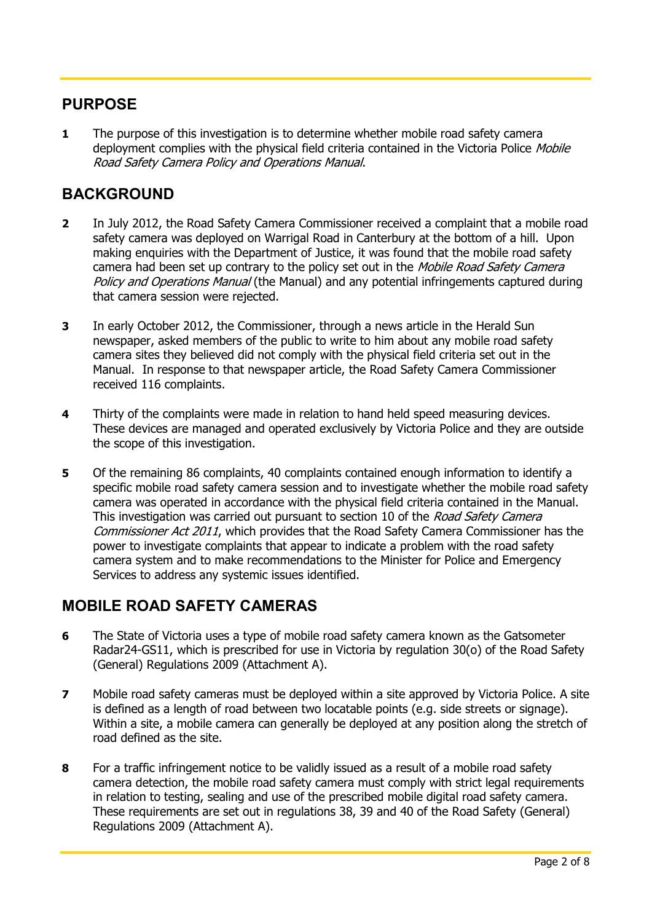## PURPOSE

**1** The purpose of this investigation is to determine whether mobile road safety camera deployment complies with the physical field criteria contained in the Victoria Police *Mobile Road Safety Camera Policy and Operations Manual*.

## BACKGROUND

**2** In July 2012, the Road Safety Camera Commissioner received a complaint that a mobile road safety camera was deployed on Warrigal Road in Canterbury at the bottom of a hill. Upon making enquiries with the Department of Justice, it was found that the mobile road safety camera had been set up contrary to the policy set out in the *Mobile Road Safety Camera Policy and Operations Manual* (the Manual) and any potential infringements captured during that camera session were rejected.

**3** In early October 2012, the Commissioner, through a news article in the Herald Sun newspaper, asked members of the public to write to him about any mobile road safety camera sites they believed did not comply with the physical field criteria set out in the Manual. In response to that newspaper article, the Road Safety Camera Commissioner received 116 complaints.

**4** Thirty of the complaints were made in relation to hand held speed measuring devices. These devices are managed and operated exclusively by Victoria Police and they are outside the scope of this investigation.

**5** Of the remaining 86 complaints, 40 complaints contained enough information to identify a specific mobile road safety camera session and to investigate whether the mobile road safety camera was operated in accordance with the physical field criteria contained in the Manual. This investigation was carried out pursuant to section 10 of the *Road Safety Camera Commissioner Act 2011*, which provides that the Road Safety Camera Commissioner has the power to investigate complaints that appear to indicate a problem with the road safety camera system and to make recommendations to the Minister for Police and Emergency Services to address any systemic issues identified.

## MOBILE ROAD SAFETY CAMERAS

**6** The State of Victoria uses a type of mobile road safety camera known as the Gatsometer Radar24-GS11, which is prescribed for use in Victoria by regulation 30(o) of the Road Safety (General) Regulations 2009 (Attachment A).

**7** Mobile road safety cameras must be deployed within a site approved by Victoria Police. A site is defined as a length of road between two locatable points (e.g. side streets or signage). Within a site, a mobile camera can generally be deployed at any position along the stretch of road defined as the site.

**8** For a traffic infringement notice to be validly issued as a result of a mobile road safety camera detection, the mobile road safety camera must comply with strict legal requirements in relation to testing, sealing and use of the prescribed mobile digital road safety camera. These requirements are set out in regulations 38, 39 and 40 of the Road Safety (General) Regulations 2009 (Attachment A).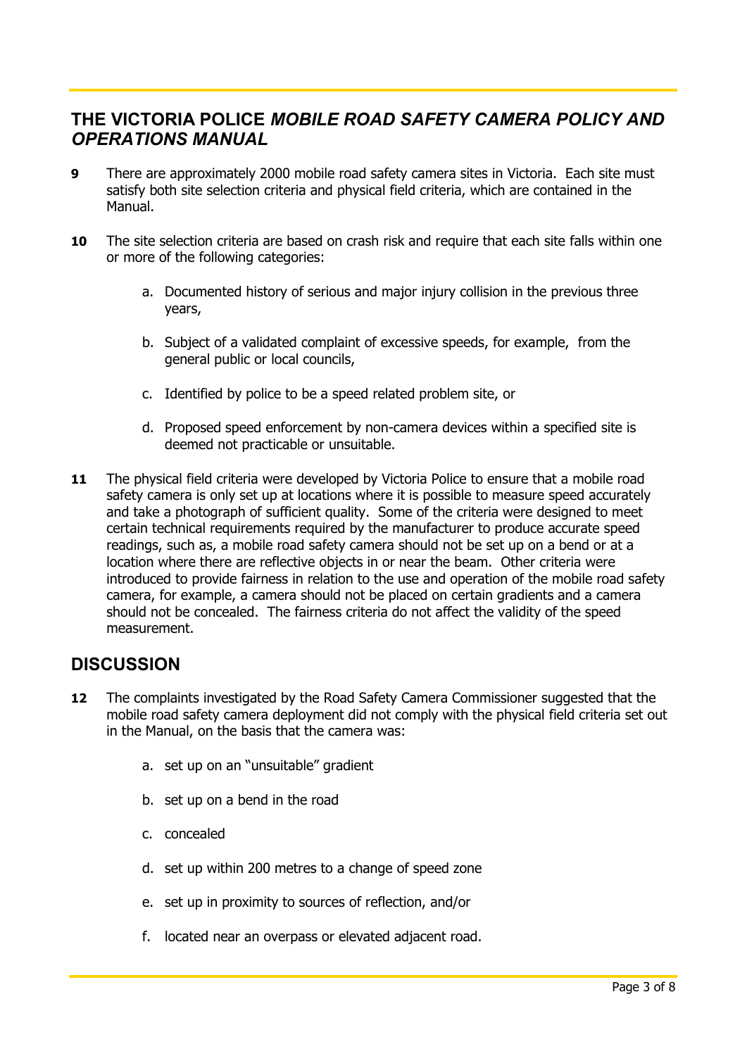## THE VICTORIA POLICE *MOBILE ROAD SAFETY CAMERA POLICY AND OPERATIONS MANUAL*

**9** There are approximately 2000 mobile road safety camera sites in Victoria. Each site must satisfy both site selection criteria and physical field criteria, which are contained in the Manual.

**10** The site selection criteria are based on crash risk and require that each site falls within one or more of the following categories:

a. Documented history of serious and major injury collision in the previous three years,

b. Subject of a validated complaint of excessive speeds, for example, from the general public or local councils,

c. Identified by police to be a speed related problem site, or

d. Proposed speed enforcement by non-camera devices within a specified site is deemed not practicable or unsuitable.

**11** The physical field criteria were developed by Victoria Police to ensure that a mobile road safety camera is only set up at locations where it is possible to measure speed accurately and take a photograph of sufficient quality. Some of the criteria were designed to meet certain technical requirements required by the manufacturer to produce accurate speed readings, such as, a mobile road safety camera should not be set up on a bend or at a location where there are reflective objects in or near the beam. Other criteria were introduced to provide fairness in relation to the use and operation of the mobile road safety camera, for example, a camera should not be placed on certain gradients and a camera should not be concealed. The fairness criteria do not affect the validity of the speed measurement.

## DISCUSSION

**12** The complaints investigated by the Road Safety Camera Commissioner suggested that the mobile road safety camera deployment did not comply with the physical field criteria set out in the Manual, on the basis that the camera was:

a. set up on an "unsuitable" gradient

b. set up on a bend in the road

c. concealed

d. set up within 200 metres to a change of speed zone

e. set up in proximity to sources of reflection, and/or

f. located near an overpass or elevated adjacent road.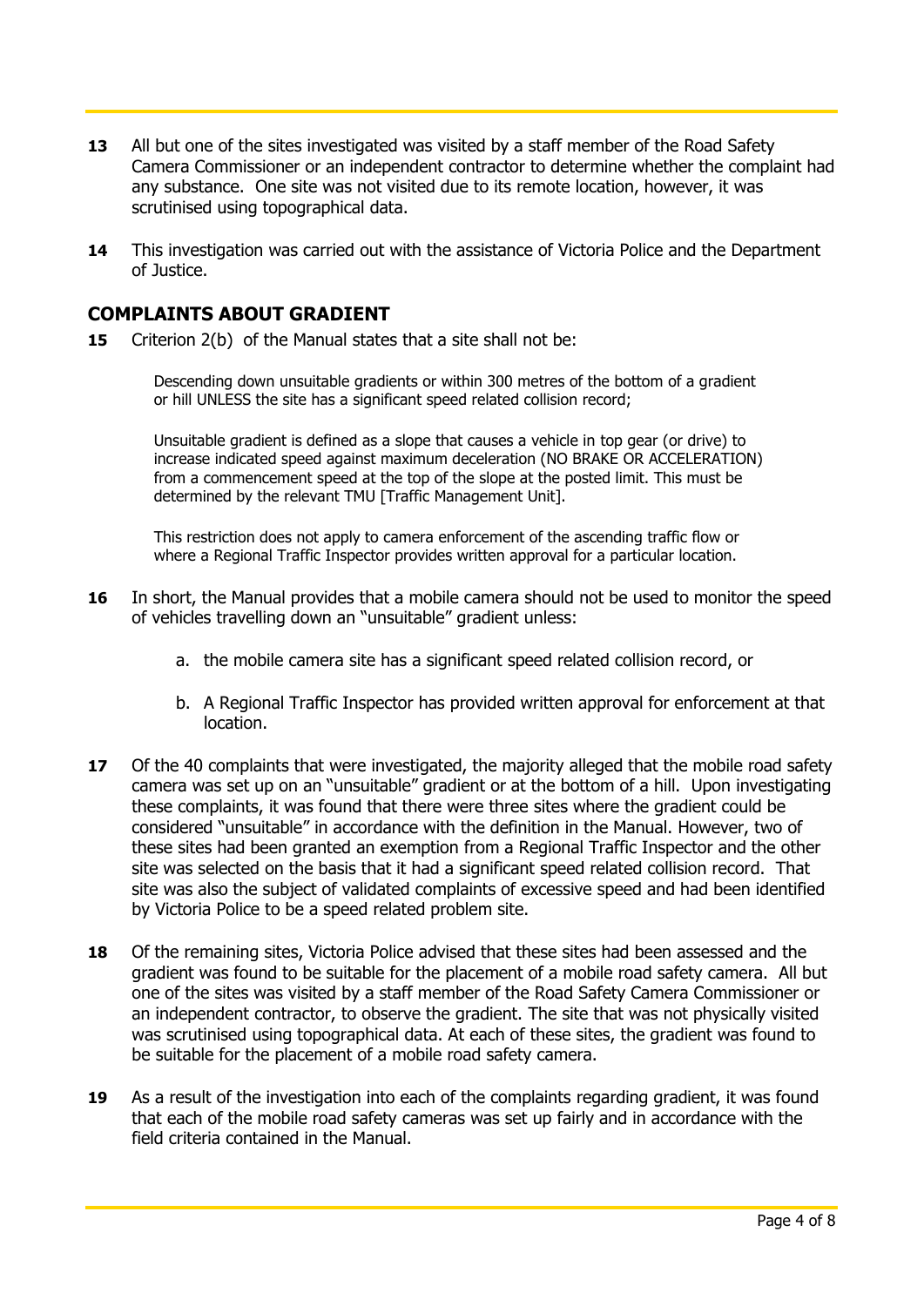**13** All but one of the sites investigated was visited by a staff member of the Road Safety Camera Commissioner or an independent contractor to determine whether the complaint had any substance. One site was not visited due to its remote location, however, it was scrutinised using topographical data.

**14** This investigation was carried out with the assistance of Victoria Police and the Department of Justice.

## COMPLAINTS ABOUT GRADIENT

**15** Criterion 2(b) of the Manual states that a site shall not be:

> Descending down unsuitable gradients or within 300 metres of the bottom of a gradient or hill UNLESS the site has a significant speed related collision record;
>
> Unsuitable gradient is defined as a slope that causes a vehicle in top gear (or drive) to increase indicated speed against maximum deceleration (NO BRAKE OR ACCELERATION) from a commencement speed at the top of the slope at the posted limit. This must be determined by the relevant TMU [Traffic Management Unit].
>
> This restriction does not apply to camera enforcement of the ascending traffic flow or where a Regional Traffic Inspector provides written approval for a particular location.

**16** In short, the Manual provides that a mobile camera should not be used to monitor the speed of vehicles travelling down an "unsuitable" gradient unless:

a. the mobile camera site has a significant speed related collision record, or

b. A Regional Traffic Inspector has provided written approval for enforcement at that location.

**17** Of the 40 complaints that were investigated, the majority alleged that the mobile road safety camera was set up on an "unsuitable" gradient or at the bottom of a hill. Upon investigating these complaints, it was found that there were three sites where the gradient could be considered "unsuitable" in accordance with the definition in the Manual. However, two of these sites had been granted an exemption from a Regional Traffic Inspector and the other site was selected on the basis that it had a significant speed related collision record. That site was also the subject of validated complaints of excessive speed and had been identified by Victoria Police to be a speed related problem site.

**18** Of the remaining sites, Victoria Police advised that these sites had been assessed and the gradient was found to be suitable for the placement of a mobile road safety camera. All but one of the sites was visited by a staff member of the Road Safety Camera Commissioner or an independent contractor, to observe the gradient. The site that was not physically visited was scrutinised using topographical data. At each of these sites, the gradient was found to be suitable for the placement of a mobile road safety camera.

**19** As a result of the investigation into each of the complaints regarding gradient, it was found that each of the mobile road safety cameras was set up fairly and in accordance with the field criteria contained in the Manual.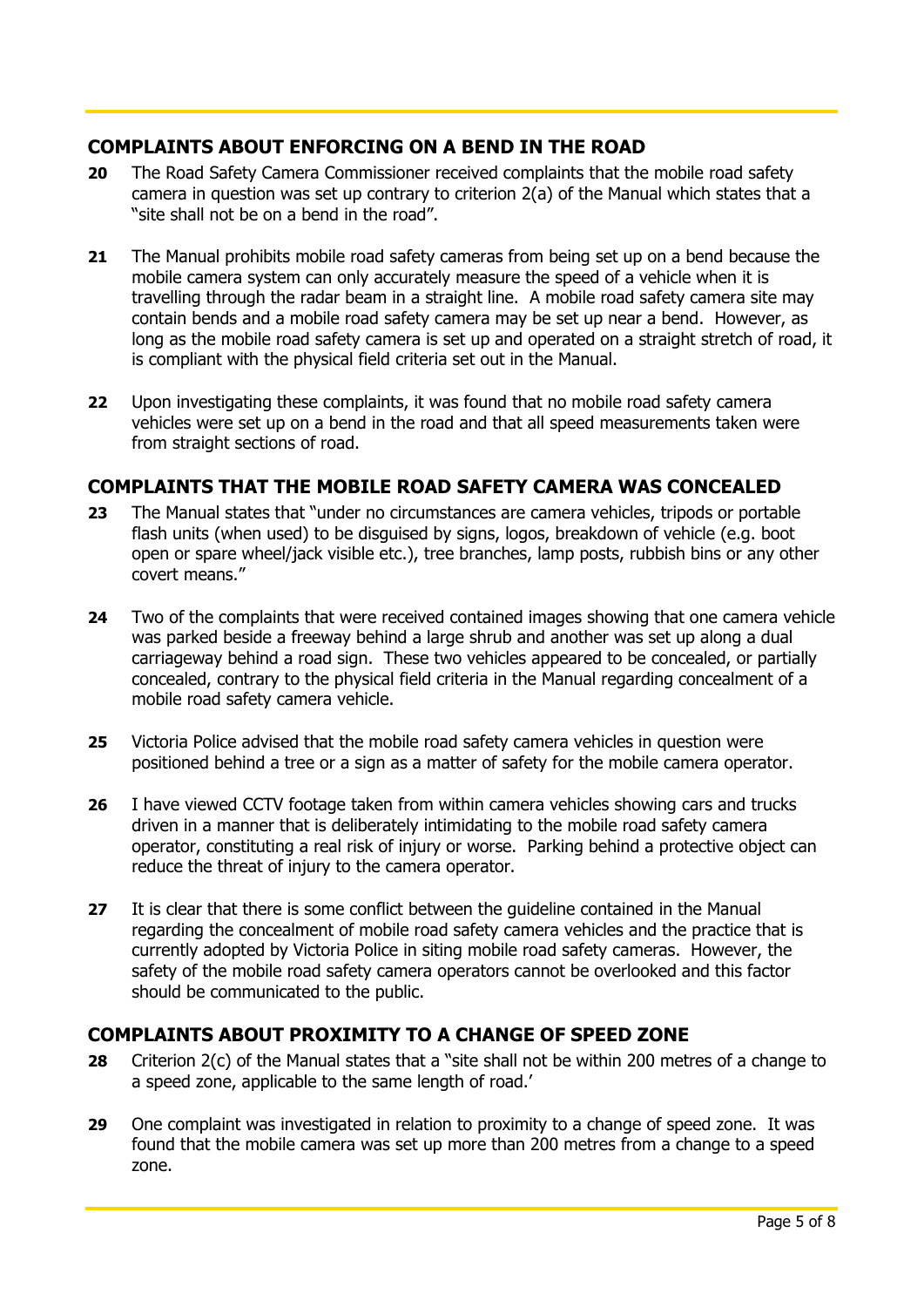## COMPLAINTS ABOUT ENFORCING ON A BEND IN THE ROAD

**20** The Road Safety Camera Commissioner received complaints that the mobile road safety camera in question was set up contrary to criterion 2(a) of the Manual which states that a "site shall not be on a bend in the road".

**21** The Manual prohibits mobile road safety cameras from being set up on a bend because the mobile camera system can only accurately measure the speed of a vehicle when it is travelling through the radar beam in a straight line. A mobile road safety camera site may contain bends and a mobile road safety camera may be set up near a bend. However, as long as the mobile road safety camera is set up and operated on a straight stretch of road, it is compliant with the physical field criteria set out in the Manual.

**22** Upon investigating these complaints, it was found that no mobile road safety camera vehicles were set up on a bend in the road and that all speed measurements taken were from straight sections of road.

## COMPLAINTS THAT THE MOBILE ROAD SAFETY CAMERA WAS CONCEALED

**23** The Manual states that "under no circumstances are camera vehicles, tripods or portable flash units (when used) to be disguised by signs, logos, breakdown of vehicle (e.g. boot open or spare wheel/jack visible etc.), tree branches, lamp posts, rubbish bins or any other covert means."

**24** Two of the complaints that were received contained images showing that one camera vehicle was parked beside a freeway behind a large shrub and another was set up along a dual carriageway behind a road sign. These two vehicles appeared to be concealed, or partially concealed, contrary to the physical field criteria in the Manual regarding concealment of a mobile road safety camera vehicle.

**25** Victoria Police advised that the mobile road safety camera vehicles in question were positioned behind a tree or a sign as a matter of safety for the mobile camera operator.

**26** I have viewed CCTV footage taken from within camera vehicles showing cars and trucks driven in a manner that is deliberately intimidating to the mobile road safety camera operator, constituting a real risk of injury or worse. Parking behind a protective object can reduce the threat of injury to the camera operator.

**27** It is clear that there is some conflict between the guideline contained in the Manual regarding the concealment of mobile road safety camera vehicles and the practice that is currently adopted by Victoria Police in siting mobile road safety cameras. However, the safety of the mobile road safety camera operators cannot be overlooked and this factor should be communicated to the public.

## COMPLAINTS ABOUT PROXIMITY TO A CHANGE OF SPEED ZONE

**28** Criterion 2(c) of the Manual states that a "site shall not be within 200 metres of a change to a speed zone, applicable to the same length of road.'

**29** One complaint was investigated in relation to proximity to a change of speed zone. It was found that the mobile camera was set up more than 200 metres from a change to a speed zone.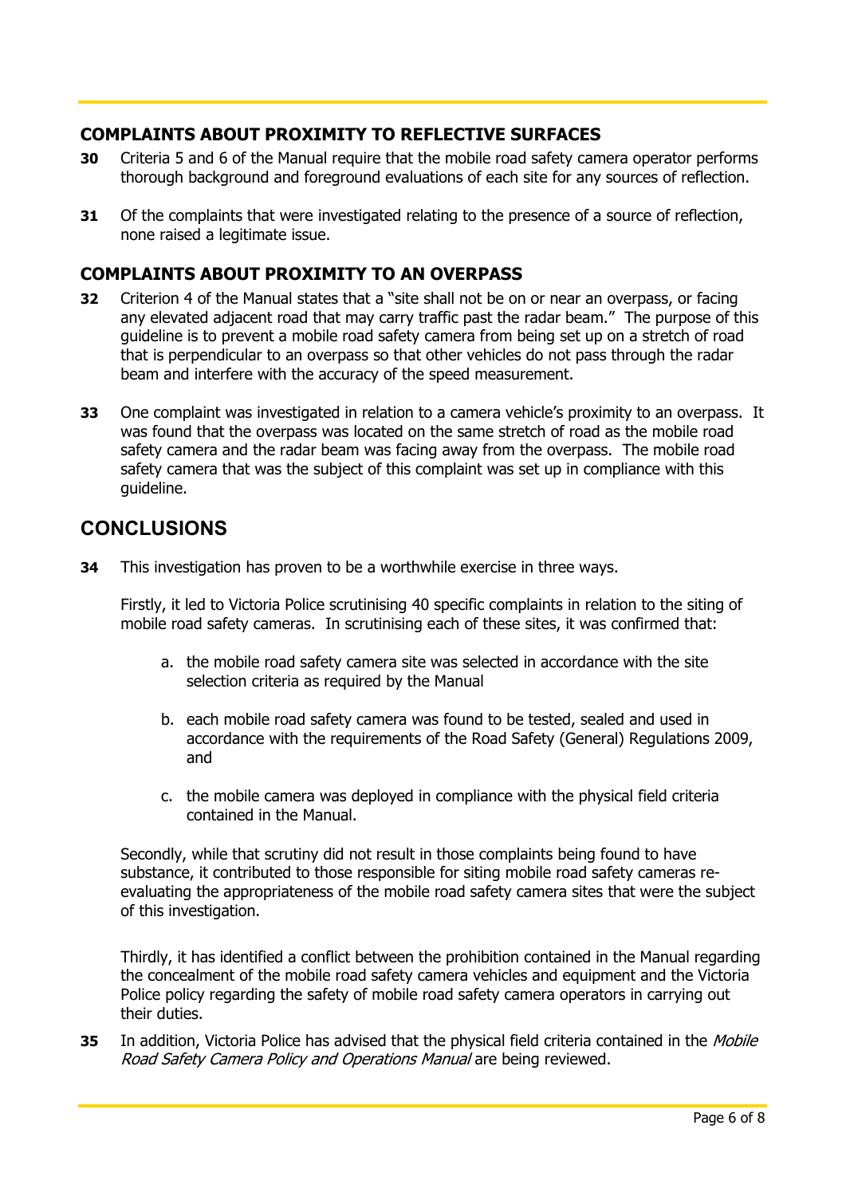### COMPLAINTS ABOUT PROXIMITY TO REFLECTIVE SURFACES

**30** Criteria 5 and 6 of the Manual require that the mobile road safety camera operator performs thorough background and foreground evaluations of each site for any sources of reflection.

**31** Of the complaints that were investigated relating to the presence of a source of reflection, none raised a legitimate issue.

### COMPLAINTS ABOUT PROXIMITY TO AN OVERPASS

**32** Criterion 4 of the Manual states that a "site shall not be on or near an overpass, or facing any elevated adjacent road that may carry traffic past the radar beam." The purpose of this guideline is to prevent a mobile road safety camera from being set up on a stretch of road that is perpendicular to an overpass so that other vehicles do not pass through the radar beam and interfere with the accuracy of the speed measurement.

**33** One complaint was investigated in relation to a camera vehicle's proximity to an overpass. It was found that the overpass was located on the same stretch of road as the mobile road safety camera and the radar beam was facing away from the overpass. The mobile road safety camera that was the subject of this complaint was set up in compliance with this guideline.

## CONCLUSIONS

**34** This investigation has proven to be a worthwhile exercise in three ways.

Firstly, it led to Victoria Police scrutinising 40 specific complaints in relation to the siting of mobile road safety cameras. In scrutinising each of these sites, it was confirmed that:

a. the mobile road safety camera site was selected in accordance with the site selection criteria as required by the Manual

b. each mobile road safety camera was found to be tested, sealed and used in accordance with the requirements of the Road Safety (General) Regulations 2009, and

c. the mobile camera was deployed in compliance with the physical field criteria contained in the Manual.

Secondly, while that scrutiny did not result in those complaints being found to have substance, it contributed to those responsible for siting mobile road safety cameras re-evaluating the appropriateness of the mobile road safety camera sites that were the subject of this investigation.

Thirdly, it has identified a conflict between the prohibition contained in the Manual regarding the concealment of the mobile road safety camera vehicles and equipment and the Victoria Police policy regarding the safety of mobile road safety camera operators in carrying out their duties.

**35** In addition, Victoria Police has advised that the physical field criteria contained in the *Mobile Road Safety Camera Policy and Operations Manual* are being reviewed.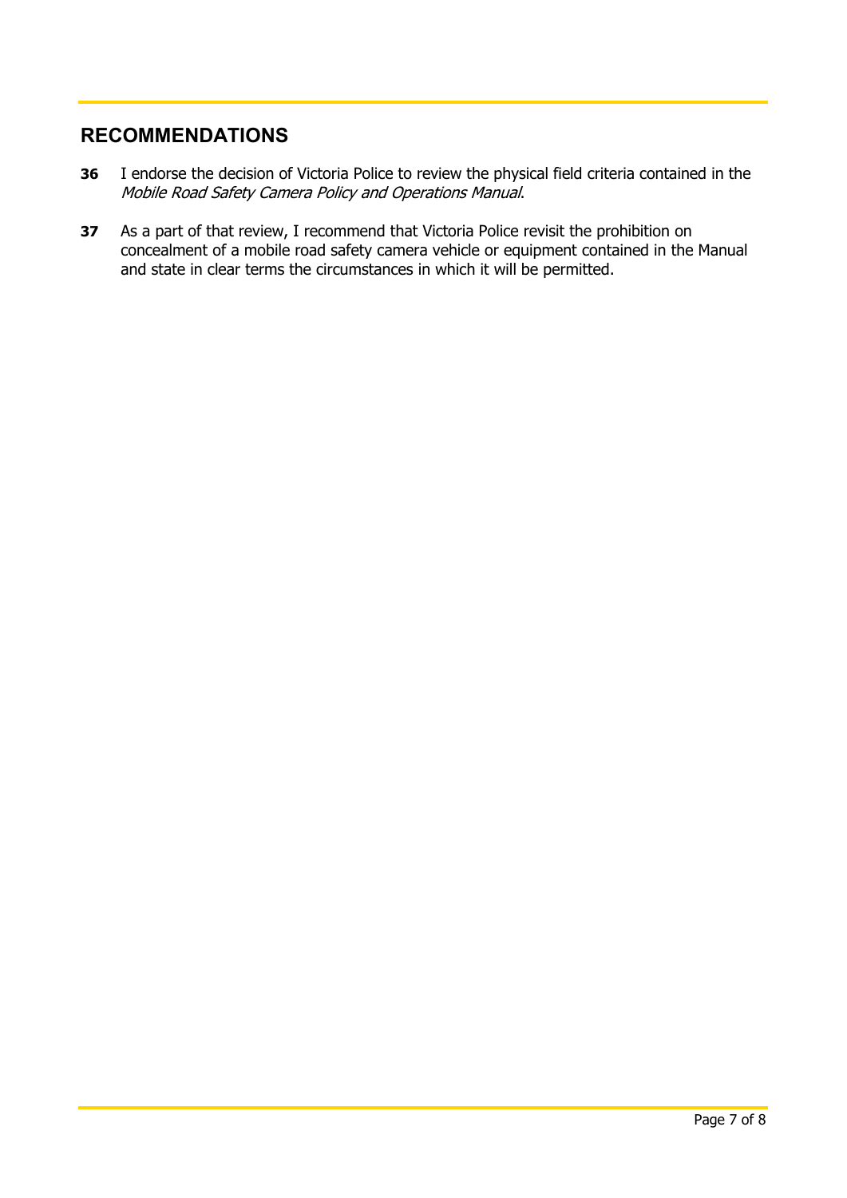## RECOMMENDATIONS

**36** I endorse the decision of Victoria Police to review the physical field criteria contained in the *Mobile Road Safety Camera Policy and Operations Manual*.

**37** As a part of that review, I recommend that Victoria Police revisit the prohibition on concealment of a mobile road safety camera vehicle or equipment contained in the Manual and state in clear terms the circumstances in which it will be permitted.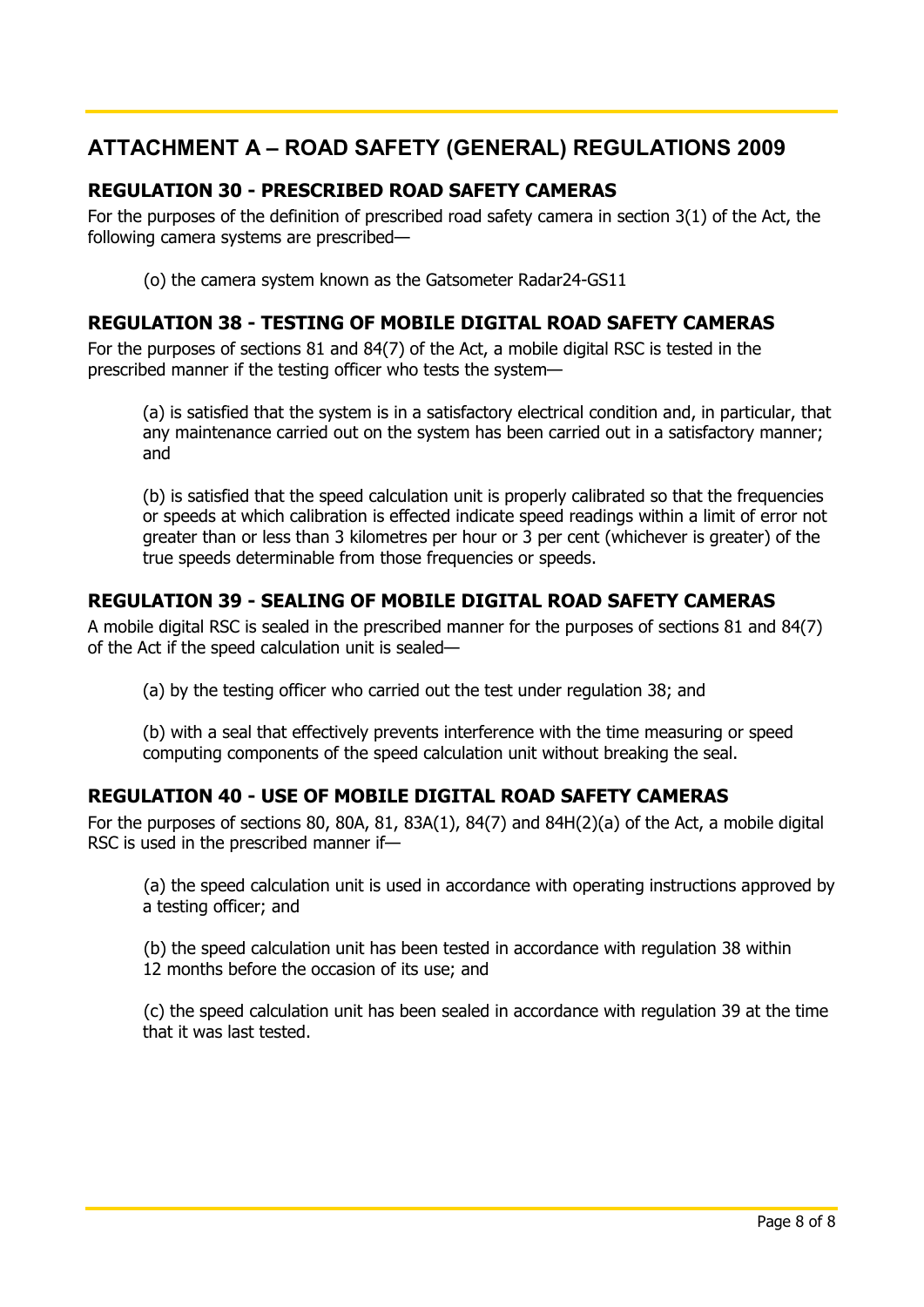# ATTACHMENT A – ROAD SAFETY (GENERAL) REGULATIONS 2009

## REGULATION 30 - PRESCRIBED ROAD SAFETY CAMERAS

For the purposes of the definition of prescribed road safety camera in section 3(1) of the Act, the following camera systems are prescribed—

(o) the camera system known as the Gatsometer Radar24-GS11

## REGULATION 38 - TESTING OF MOBILE DIGITAL ROAD SAFETY CAMERAS

For the purposes of sections 81 and 84(7) of the Act, a mobile digital RSC is tested in the prescribed manner if the testing officer who tests the system—

(a) is satisfied that the system is in a satisfactory electrical condition and, in particular, that any maintenance carried out on the system has been carried out in a satisfactory manner; and

(b) is satisfied that the speed calculation unit is properly calibrated so that the frequencies or speeds at which calibration is effected indicate speed readings within a limit of error not greater than or less than 3 kilometres per hour or 3 per cent (whichever is greater) of the true speeds determinable from those frequencies or speeds.

## REGULATION 39 - SEALING OF MOBILE DIGITAL ROAD SAFETY CAMERAS

A mobile digital RSC is sealed in the prescribed manner for the purposes of sections 81 and 84(7) of the Act if the speed calculation unit is sealed—

(a) by the testing officer who carried out the test under regulation 38; and

(b) with a seal that effectively prevents interference with the time measuring or speed computing components of the speed calculation unit without breaking the seal.

## REGULATION 40 - USE OF MOBILE DIGITAL ROAD SAFETY CAMERAS

For the purposes of sections 80, 80A, 81, 83A(1), 84(7) and 84H(2)(a) of the Act, a mobile digital RSC is used in the prescribed manner if—

(a) the speed calculation unit is used in accordance with operating instructions approved by a testing officer; and

(b) the speed calculation unit has been tested in accordance with regulation 38 within 12 months before the occasion of its use; and

(c) the speed calculation unit has been sealed in accordance with regulation 39 at the time that it was last tested.